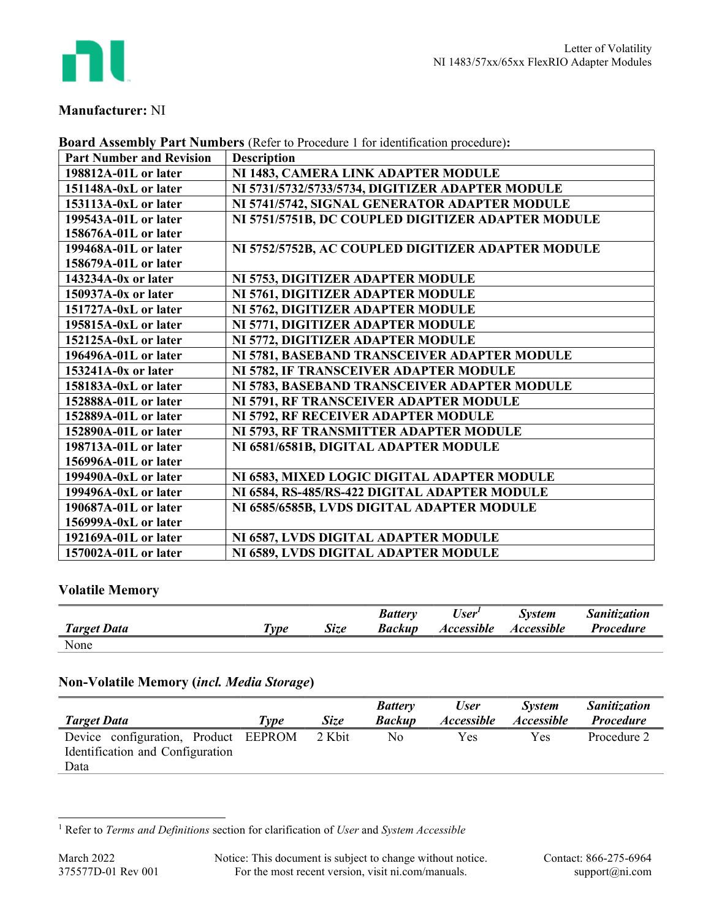**Manufacturer:** NI

**Board Assembly Part Numbers** (Refer to Procedure 1 for identification procedure)**:**

| Part Number and Revision | Description |
|---|---|
| 198812A-01L or later | NI 1483, CAMERA LINK ADAPTER MODULE |
| 151148A-0xL or later | NI 5731/5732/5733/5734, DIGITIZER ADAPTER MODULE |
| 153113A-0xL or later | NI 5741/5742, SIGNAL GENERATOR ADAPTER MODULE |
| 199543A-01L or later<br>158676A-01L or later | NI 5751/5751B, DC COUPLED DIGITIZER ADAPTER MODULE |
| 199468A-01L or later<br>158679A-01L or later | NI 5752/5752B, AC COUPLED DIGITIZER ADAPTER MODULE |
| 143234A-0x or later | NI 5753, DIGITIZER ADAPTER MODULE |
| 150937A-0x or later | NI 5761, DIGITIZER ADAPTER MODULE |
| 151727A-0xL or later | NI 5762, DIGITIZER ADAPTER MODULE |
| 195815A-0xL or later | NI 5771, DIGITIZER ADAPTER MODULE |
| 152125A-0xL or later | NI 5772, DIGITIZER ADAPTER MODULE |
| 196496A-01L or later | NI 5781, BASEBAND TRANSCEIVER ADAPTER MODULE |
| 153241A-0x or later | NI 5782, IF TRANSCEIVER ADAPTER MODULE |
| 158183A-0xL or later | NI 5783, BASEBAND TRANSCEIVER ADAPTER MODULE |
| 152888A-01L or later | NI 5791, RF TRANSCEIVER ADAPTER MODULE |
| 152889A-01L or later | NI 5792, RF RECEIVER ADAPTER MODULE |
| 152890A-01L or later | NI 5793, RF TRANSMITTER ADAPTER MODULE |
| 198713A-01L or later<br>156996A-01L or later | NI 6581/6581B, DIGITAL ADAPTER MODULE |
| 199490A-0xL or later | NI 6583, MIXED LOGIC DIGITAL ADAPTER MODULE |
| 199496A-0xL or later | NI 6584, RS-485/RS-422 DIGITAL ADAPTER MODULE |
| 190687A-01L or later<br>156999A-0xL or later | NI 6585/6585B, LVDS DIGITAL ADAPTER MODULE |
| 192169A-01L or later | NI 6587, LVDS DIGITAL ADAPTER MODULE |
| 157002A-01L or later | NI 6589, LVDS DIGITAL ADAPTER MODULE |

## Volatile Memory

| *Target Data* | *Type* | *Size* | *Battery Backup* | *User[1] Accessible* | *System Accessible* | *Sanitization Procedure* |
|---|---|---|---|---|---|---|
| None | | | | | | |

## Non-Volatile Memory (*incl. Media Storage*)

| *Target Data* | *Type* | *Size* | *Battery Backup* | *User Accessible* | *System Accessible* | *Sanitization Procedure* |
|---|---|---|---|---|---|---|
| Device configuration, Product Identification and Configuration Data | EEPROM | 2 Kbit | No | Yes | Yes | Procedure 2 |

[1] Refer to *Terms and Definitions* section for clarification of *User* and *System Accessible*

March 2022
375577D-01 Rev 001

Notice: This document is subject to change without notice.
For the most recent version, visit ni.com/manuals.

Contact: 866-275-6964
support@ni.com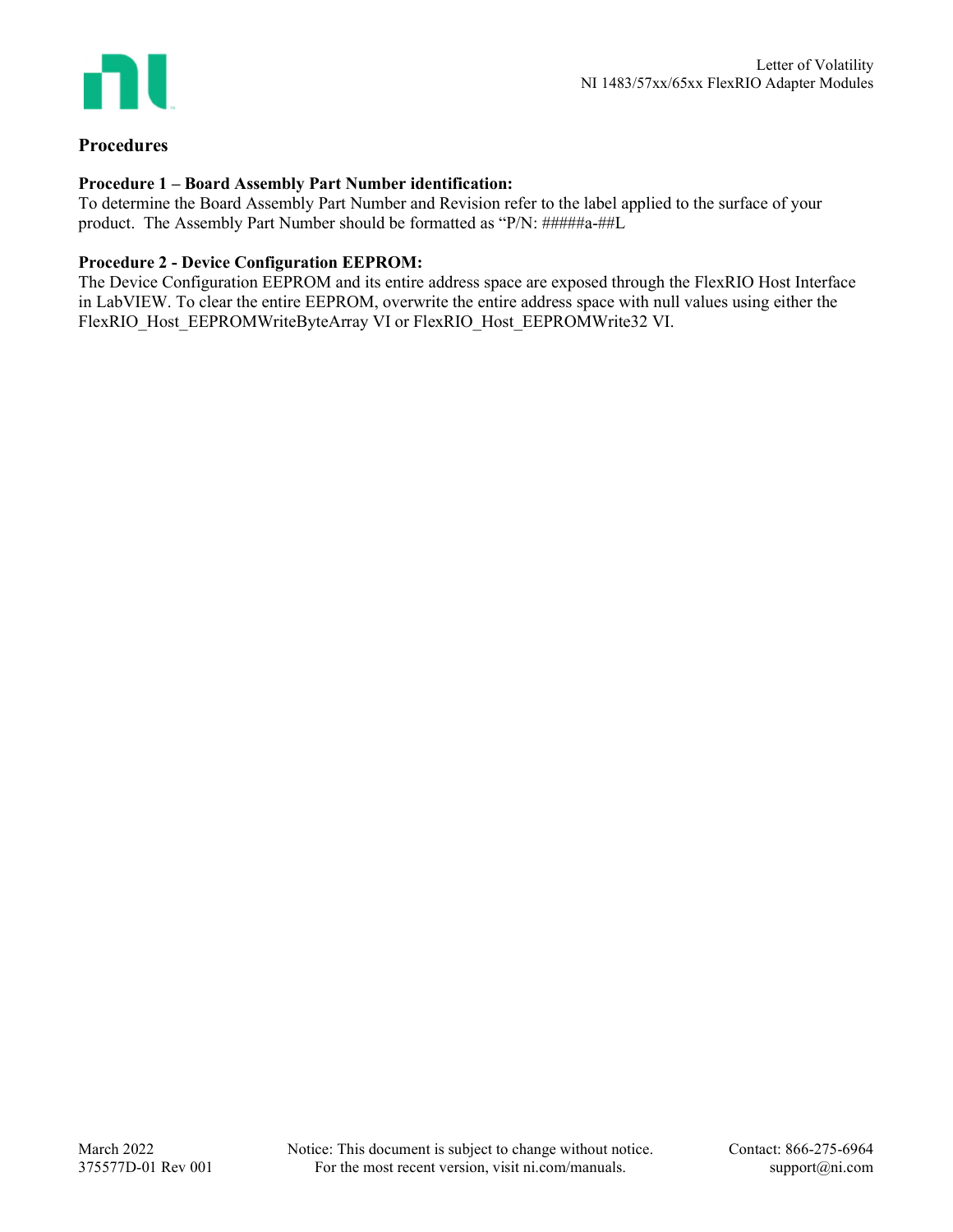## Procedures

### Procedure 1 – Board Assembly Part Number identification:

To determine the Board Assembly Part Number and Revision refer to the label applied to the surface of your product. The Assembly Part Number should be formatted as "P/N: #####a-##L

### Procedure 2 - Device Configuration EEPROM:

The Device Configuration EEPROM and its entire address space are exposed through the FlexRIO Host Interface in LabVIEW. To clear the entire EEPROM, overwrite the entire address space with null values using either the FlexRIO_Host_EEPROMWriteByteArray VI or FlexRIO_Host_EEPROMWrite32 VI.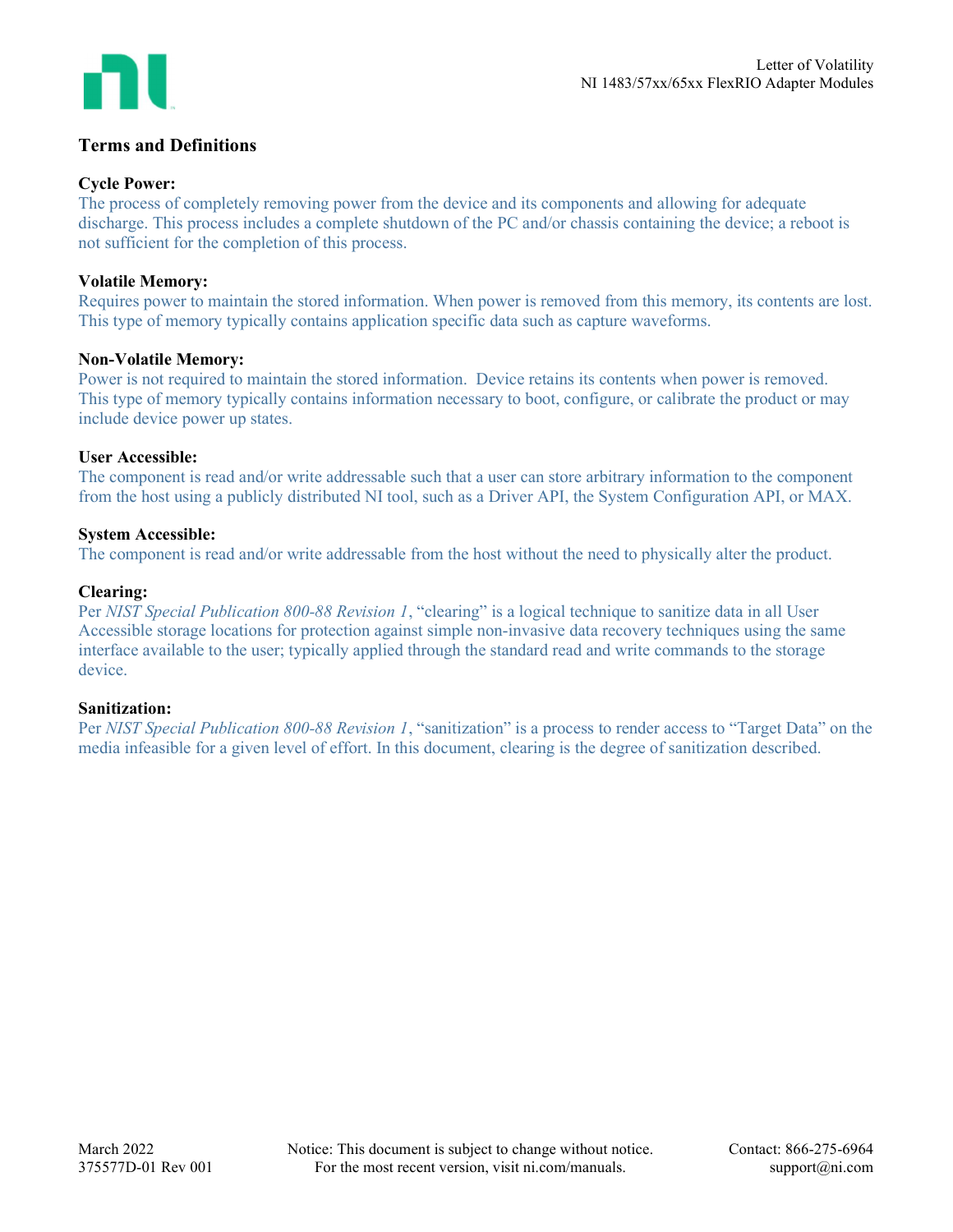## Terms and Definitions

**Cycle Power:**
The process of completely removing power from the device and its components and allowing for adequate discharge. This process includes a complete shutdown of the PC and/or chassis containing the device; a reboot is not sufficient for the completion of this process.

**Volatile Memory:**
Requires power to maintain the stored information. When power is removed from this memory, its contents are lost. This type of memory typically contains application specific data such as capture waveforms.

**Non-Volatile Memory:**
Power is not required to maintain the stored information. Device retains its contents when power is removed. This type of memory typically contains information necessary to boot, configure, or calibrate the product or may include device power up states.

**User Accessible:**
The component is read and/or write addressable such that a user can store arbitrary information to the component from the host using a publicly distributed NI tool, such as a Driver API, the System Configuration API, or MAX.

**System Accessible:**
The component is read and/or write addressable from the host without the need to physically alter the product.

**Clearing:**
Per *NIST Special Publication 800-88 Revision 1*, "clearing" is a logical technique to sanitize data in all User Accessible storage locations for protection against simple non-invasive data recovery techniques using the same interface available to the user; typically applied through the standard read and write commands to the storage device.

**Sanitization:**
Per *NIST Special Publication 800-88 Revision 1*, "sanitization" is a process to render access to "Target Data" on the media infeasible for a given level of effort. In this document, clearing is the degree of sanitization described.